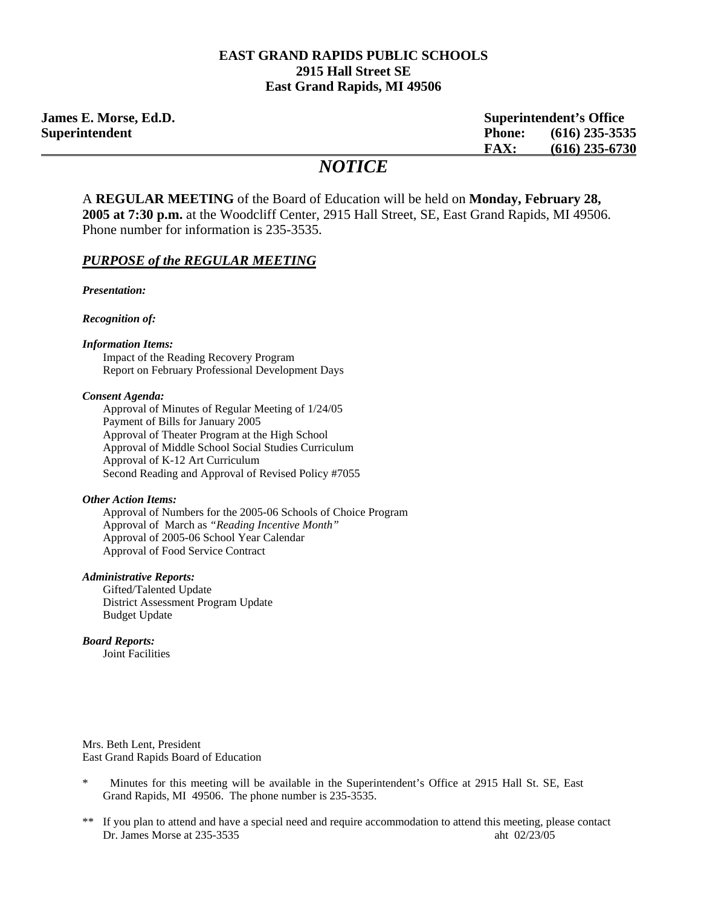**EAST GRAND RAPIDS PUBLIC SCHOOLS**
**2915 Hall Street SE**
**East Grand Rapids, MI 49506**

**James E. Morse, Ed.D.**
**Superintendent**

**Superintendent's Office**
**Phone: (616) 235-3535**
**FAX: (616) 235-6730**

# *NOTICE*

A **REGULAR MEETING** of the Board of Education will be held on **Monday, February 28, 2005 at 7:30 p.m.** at the Woodcliff Center, 2915 Hall Street, SE, East Grand Rapids, MI 49506. Phone number for information is 235-3535.

## *PURPOSE of the REGULAR MEETING*

***Presentation:***

***Recognition of:***

***Information Items:***

Impact of the Reading Recovery Program
Report on February Professional Development Days

***Consent Agenda:***

Approval of Minutes of Regular Meeting of 1/24/05
Payment of Bills for January 2005
Approval of Theater Program at the High School
Approval of Middle School Social Studies Curriculum
Approval of K-12 Art Curriculum
Second Reading and Approval of Revised Policy #7055

***Other Action Items:***

Approval of Numbers for the 2005-06 Schools of Choice Program
Approval of March as *"Reading Incentive Month"*
Approval of 2005-06 School Year Calendar
Approval of Food Service Contract

***Administrative Reports:***

Gifted/Talented Update
District Assessment Program Update
Budget Update

***Board Reports:***

Joint Facilities

Mrs. Beth Lent, President
East Grand Rapids Board of Education

\* Minutes for this meeting will be available in the Superintendent's Office at 2915 Hall St. SE, East Grand Rapids, MI 49506. The phone number is 235-3535.

** If you plan to attend and have a special need and require accommodation to attend this meeting, please contact Dr. James Morse at 235-3535

aht 02/23/05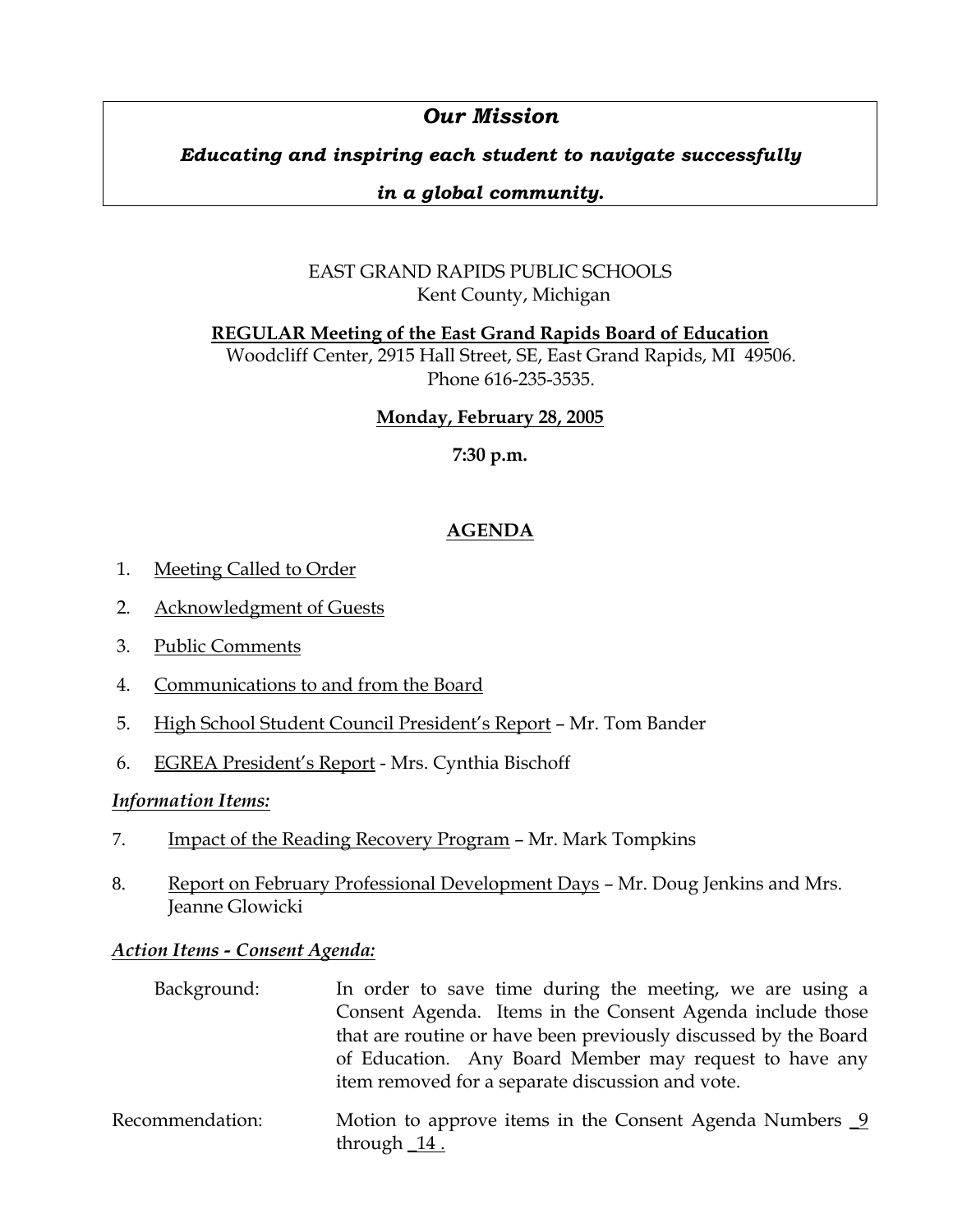## *Our Mission*

***Educating and inspiring each student to navigate successfully***

***in a global community.***

EAST GRAND RAPIDS PUBLIC SCHOOLS
Kent County, Michigan

**REGULAR Meeting of the East Grand Rapids Board of Education**
Woodcliff Center, 2915 Hall Street, SE, East Grand Rapids, MI 49506.
Phone 616-235-3535.

**Monday, February 28, 2005**

**7:30 p.m.**

## AGENDA

1. Meeting Called to Order
2. Acknowledgment of Guests
3. Public Comments
4. Communications to and from the Board
5. High School Student Council President's Report – Mr. Tom Bander
6. EGREA President's Report - Mrs. Cynthia Bischoff

***Information Items:***

7. Impact of the Reading Recovery Program – Mr. Mark Tompkins
8. Report on February Professional Development Days – Mr. Doug Jenkins and Mrs. Jeanne Glowicki

***Action Items - Consent Agenda:***

Background: In order to save time during the meeting, we are using a Consent Agenda. Items in the Consent Agenda include those that are routine or have been previously discussed by the Board of Education. Any Board Member may request to have any item removed for a separate discussion and vote.

Recommendation: Motion to approve items in the Consent Agenda Numbers _9 through _14 .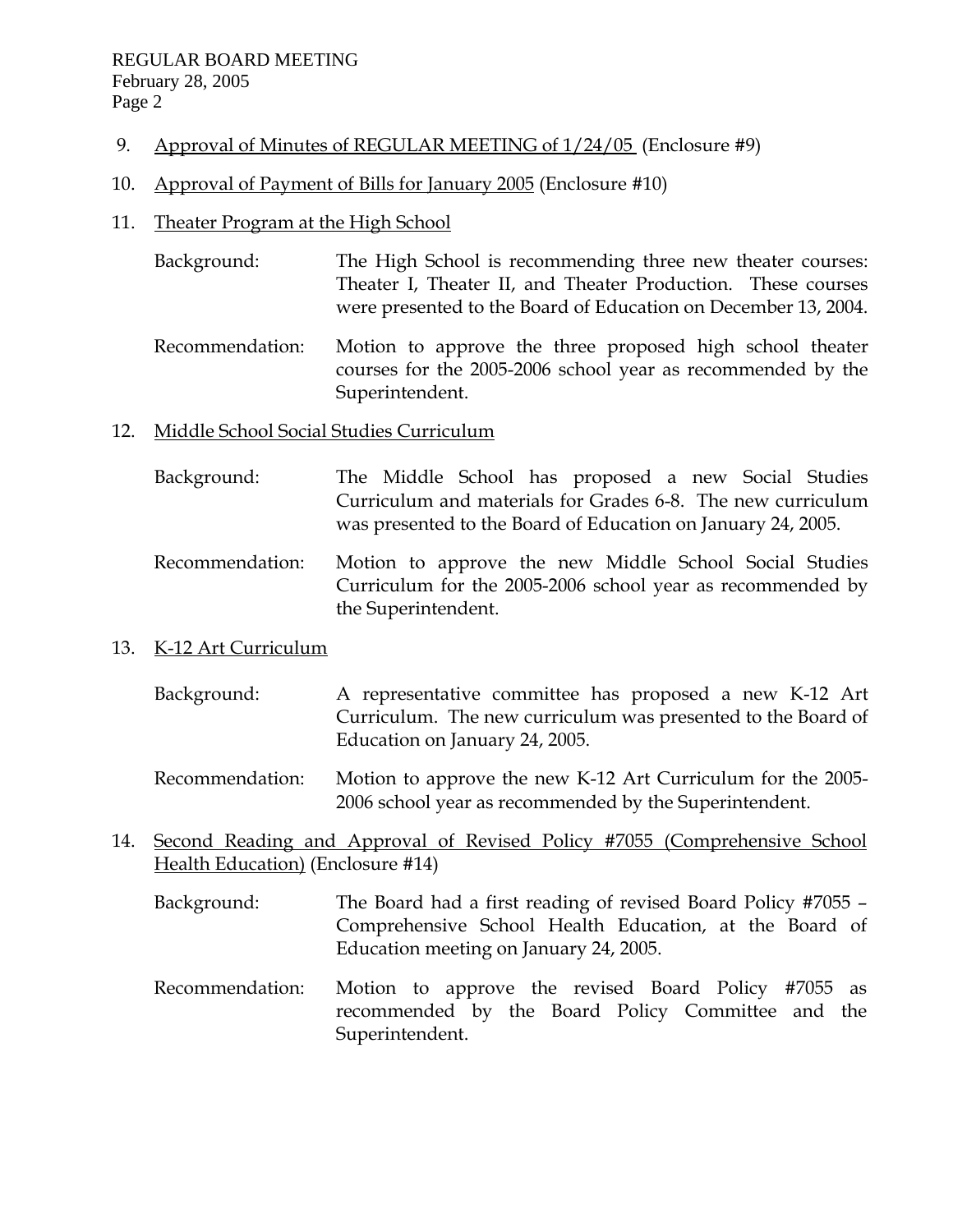9. Approval of Minutes of REGULAR MEETING of 1/24/05 (Enclosure #9)

10. Approval of Payment of Bills for January 2005 (Enclosure #10)

11. Theater Program at the High School

    Background: The High School is recommending three new theater courses: Theater I, Theater II, and Theater Production. These courses were presented to the Board of Education on December 13, 2004.

    Recommendation: Motion to approve the three proposed high school theater courses for the 2005-2006 school year as recommended by the Superintendent.

12. Middle School Social Studies Curriculum

    Background: The Middle School has proposed a new Social Studies Curriculum and materials for Grades 6-8. The new curriculum was presented to the Board of Education on January 24, 2005.

    Recommendation: Motion to approve the new Middle School Social Studies Curriculum for the 2005-2006 school year as recommended by the Superintendent.

13. K-12 Art Curriculum

    Background: A representative committee has proposed a new K-12 Art Curriculum. The new curriculum was presented to the Board of Education on January 24, 2005.

    Recommendation: Motion to approve the new K-12 Art Curriculum for the 2005-2006 school year as recommended by the Superintendent.

14. Second Reading and Approval of Revised Policy #7055 (Comprehensive School Health Education) (Enclosure #14)

    Background: The Board had a first reading of revised Board Policy #7055 – Comprehensive School Health Education, at the Board of Education meeting on January 24, 2005.

    Recommendation: Motion to approve the revised Board Policy #7055 as recommended by the Board Policy Committee and the Superintendent.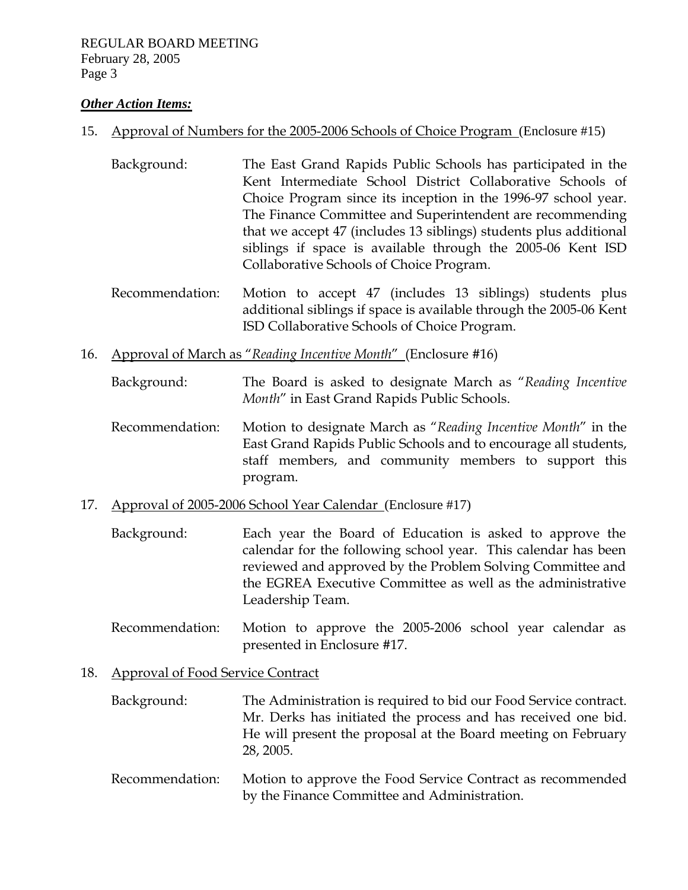***Other Action Items:***

15. Approval of Numbers for the 2005-2006 Schools of Choice Program (Enclosure #15)

    Background: The East Grand Rapids Public Schools has participated in the Kent Intermediate School District Collaborative Schools of Choice Program since its inception in the 1996-97 school year. The Finance Committee and Superintendent are recommending that we accept 47 (includes 13 siblings) students plus additional siblings if space is available through the 2005-06 Kent ISD Collaborative Schools of Choice Program.

    Recommendation: Motion to accept 47 (includes 13 siblings) students plus additional siblings if space is available through the 2005-06 Kent ISD Collaborative Schools of Choice Program.

16. Approval of March as "*Reading Incentive Month*" (Enclosure #16)

    Background: The Board is asked to designate March as "*Reading Incentive Month*" in East Grand Rapids Public Schools.

    Recommendation: Motion to designate March as "*Reading Incentive Month*" in the East Grand Rapids Public Schools and to encourage all students, staff members, and community members to support this program.

17. Approval of 2005-2006 School Year Calendar (Enclosure #17)

    Background: Each year the Board of Education is asked to approve the calendar for the following school year. This calendar has been reviewed and approved by the Problem Solving Committee and the EGREA Executive Committee as well as the administrative Leadership Team.

    Recommendation: Motion to approve the 2005-2006 school year calendar as presented in Enclosure #17.

18. Approval of Food Service Contract

    Background: The Administration is required to bid our Food Service contract. Mr. Derks has initiated the process and has received one bid. He will present the proposal at the Board meeting on February 28, 2005.

    Recommendation: Motion to approve the Food Service Contract as recommended by the Finance Committee and Administration.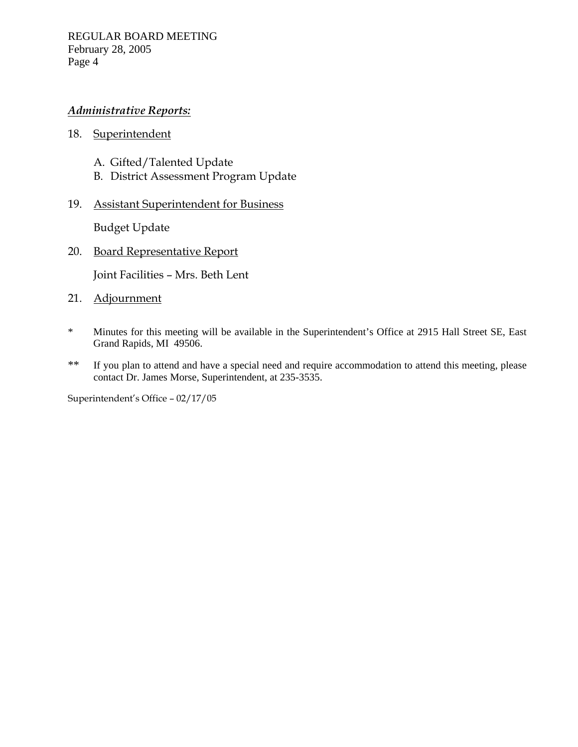## *Administrative Reports:*

18. Superintendent

    A. Gifted/Talented Update
    B. District Assessment Program Update

19. Assistant Superintendent for Business

    Budget Update

20. Board Representative Report

    Joint Facilities – Mrs. Beth Lent

21. Adjournment

\* Minutes for this meeting will be available in the Superintendent's Office at 2915 Hall Street SE, East Grand Rapids, MI 49506.

\*\* If you plan to attend and have a special need and require accommodation to attend this meeting, please contact Dr. James Morse, Superintendent, at 235-3535.

Superintendent's Office – 02/17/05